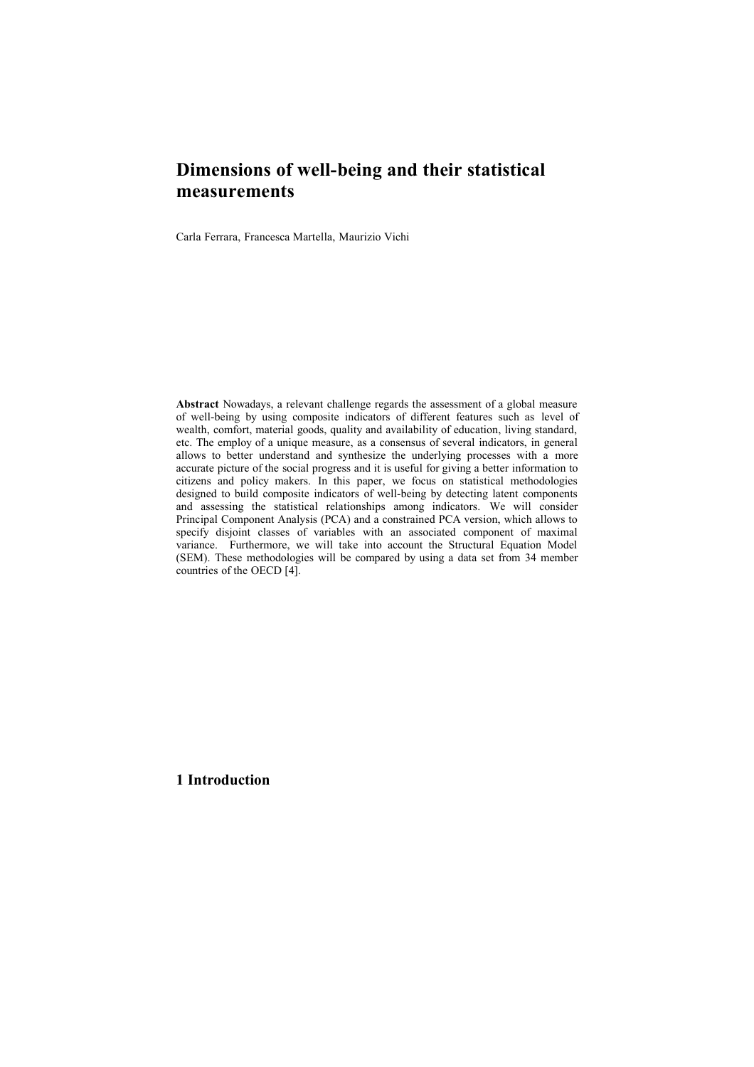# Dimensions of well-being and their statistical measurements

Carla Ferrara, Francesca Martella, Maurizio Vichi

**Abstract** Nowadays, a relevant challenge regards the assessment of a global measure of well-being by using composite indicators of different features such as level of wealth, comfort, material goods, quality and availability of education, living standard, etc. The employ of a unique measure, as a consensus of several indicators, in general allows to better understand and synthesize the underlying processes with a more accurate picture of the social progress and it is useful for giving a better information to citizens and policy makers. In this paper, we focus on statistical methodologies designed to build composite indicators of well-being by detecting latent components and assessing the statistical relationships among indicators. We will consider Principal Component Analysis (PCA) and a constrained PCA version, which allows to specify disjoint classes of variables with an associated component of maximal variance. Furthermore, we will take into account the Structural Equation Model (SEM). These methodologies will be compared by using a data set from 34 member countries of the OECD [4].

## 1 Introduction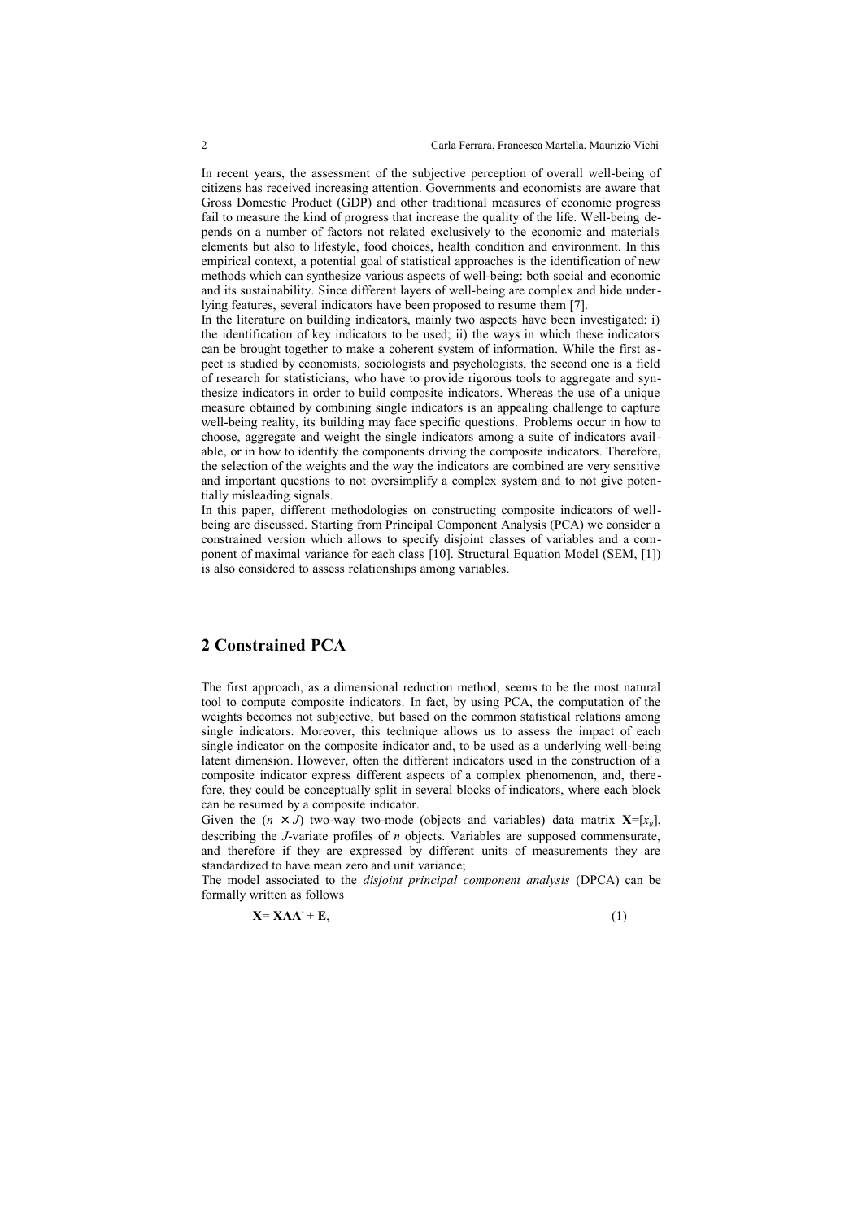In recent years, the assessment of the subjective perception of overall well-being of citizens has received increasing attention. Governments and economists are aware that Gross Domestic Product (GDP) and other traditional measures of economic progress fail to measure the kind of progress that increase the quality of the life. Well-being depends on a number of factors not related exclusively to the economic and materials elements but also to lifestyle, food choices, health condition and environment. In this empirical context, a potential goal of statistical approaches is the identification of new methods which can synthesize various aspects of well-being: both social and economic and its sustainability. Since different layers of well-being are complex and hide underlying features, several indicators have been proposed to resume them [7].

In the literature on building indicators, mainly two aspects have been investigated: i) the identification of key indicators to be used; ii) the ways in which these indicators can be brought together to make a coherent system of information. While the first aspect is studied by economists, sociologists and psychologists, the second one is a field of research for statisticians, who have to provide rigorous tools to aggregate and synthesize indicators in order to build composite indicators. Whereas the use of a unique measure obtained by combining single indicators is an appealing challenge to capture well-being reality, its building may face specific questions. Problems occur in how to choose, aggregate and weight the single indicators among a suite of indicators available, or in how to identify the components driving the composite indicators. Therefore, the selection of the weights and the way the indicators are combined are very sensitive and important questions to not oversimplify a complex system and to not give potentially misleading signals.

In this paper, different methodologies on constructing composite indicators of well-being are discussed. Starting from Principal Component Analysis (PCA) we consider a constrained version which allows to specify disjoint classes of variables and a component of maximal variance for each class [10]. Structural Equation Model (SEM, [1]) is also considered to assess relationships among variables.

## 2 Constrained PCA

The first approach, as a dimensional reduction method, seems to be the most natural tool to compute composite indicators. In fact, by using PCA, the computation of the weights becomes not subjective, but based on the common statistical relations among single indicators. Moreover, this technique allows us to assess the impact of each single indicator on the composite indicator and, to be used as a underlying well-being latent dimension. However, often the different indicators used in the construction of a composite indicator express different aspects of a complex phenomenon, and, therefore, they could be conceptually split in several blocks of indicators, where each block can be resumed by a composite indicator.

Given the $(n \times J)$ two-way two-mode (objects and variables) data matrix $\mathbf{X}=[x_{ij}]$, describing the $J$-variate profiles of $n$ objects. Variables are supposed commensurate, and therefore if they are expressed by different units of measurements they are standardized to have mean zero and unit variance;

The model associated to the *disjoint principal component analysis* (DPCA) can be formally written as follows

$$\mathbf{X} = \mathbf{XAA}' + \mathbf{E}, \tag{1}$$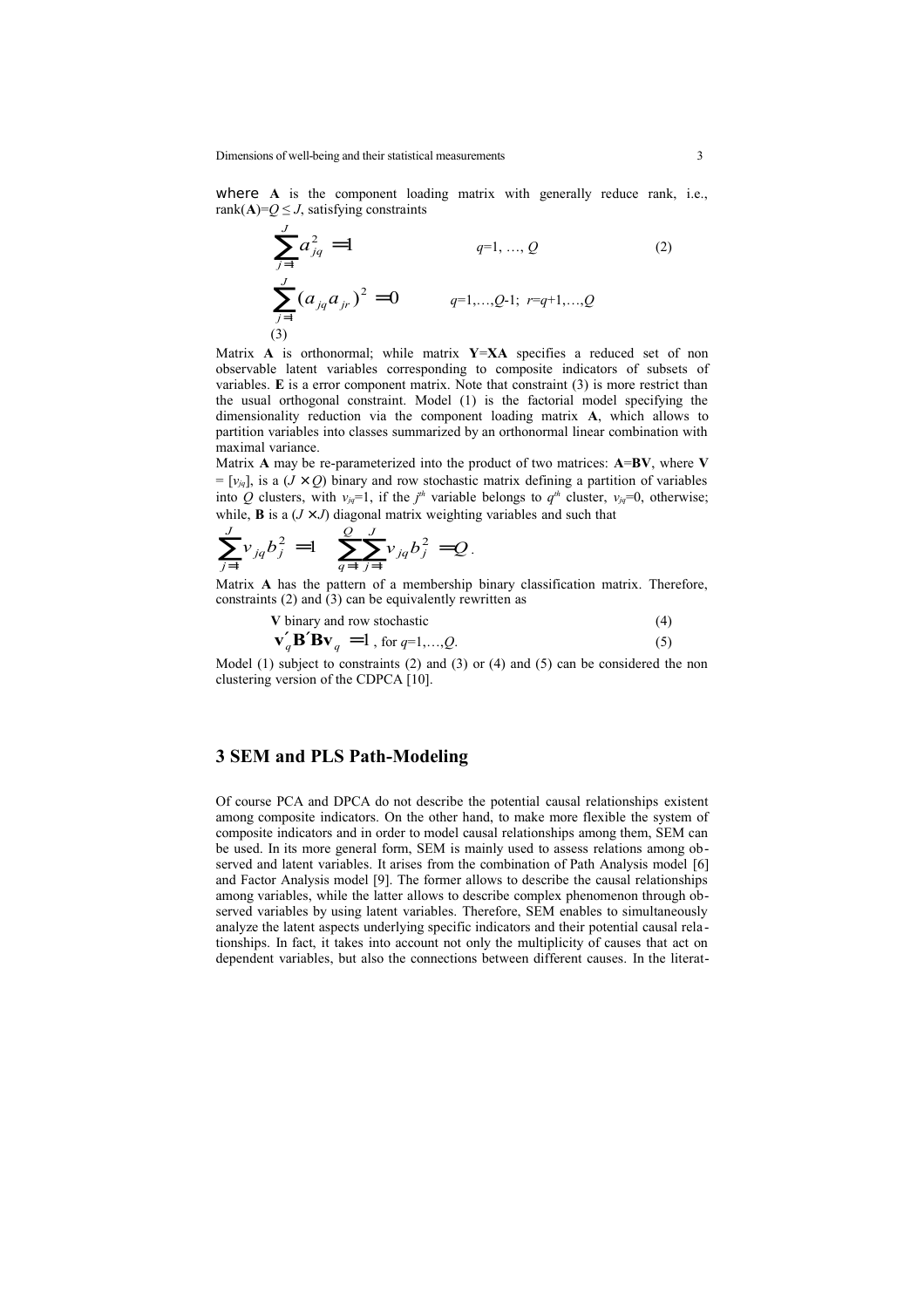where $\mathbf{A}$ is the component loading matrix with generally reduce rank, i.e., rank($\mathbf{A}$)=$Q \leq J$, satisfying constraints

$$\sum_{j=1}^{J} a_{jq}^2 = 1 \qquad q=1, \ldots, Q \tag{2}$$

$$\sum_{j=1}^{J} (a_{jq} a_{jr})^2 = 0 \qquad q=1,\ldots,Q\text{-}1;\ r=q+1,\ldots,Q \tag{3}$$

Matrix $\mathbf{A}$ is orthonormal; while matrix $\mathbf{Y}$=$\mathbf{XA}$ specifies a reduced set of non observable latent variables corresponding to composite indicators of subsets of variables. $\mathbf{E}$ is a error component matrix. Note that constraint (3) is more restrict than the usual orthogonal constraint. Model (1) is the factorial model specifying the dimensionality reduction via the component loading matrix $\mathbf{A}$, which allows to partition variables into classes summarized by an orthonormal linear combination with maximal variance.

Matrix $\mathbf{A}$ may be re-parameterized into the product of two matrices: $\mathbf{A}$=$\mathbf{BV}$, where $\mathbf{V}$ = [$v_{jq}$], is a ($J \times Q$) binary and row stochastic matrix defining a partition of variables into $Q$ clusters, with $v_{jq}$=1, if the $j^{th}$ variable belongs to $q^{th}$ cluster, $v_{jq}$=0, otherwise; while, $\mathbf{B}$ is a ($J \times J$) diagonal matrix weighting variables and such that

$$\sum_{j=1}^{J} v_{jq} b_j^2 = 1 \quad \sum_{q=1}^{Q} \sum_{j=1}^{J} v_{jq} b_j^2 = Q .$$

Matrix $\mathbf{A}$ has the pattern of a membership binary classification matrix. Therefore, constraints (2) and (3) can be equivalently rewritten as

$\mathbf{V}$ binary and row stochastic (4)

$$\mathbf{v}_q' \mathbf{B}' \mathbf{B} \mathbf{v}_q = 1 \text{, for } q=1,\ldots,Q. \tag{5}$$

Model (1) subject to constraints (2) and (3) or (4) and (5) can be considered the non clustering version of the CDPCA [10].

## 3 SEM and PLS Path-Modeling

Of course PCA and DPCA do not describe the potential causal relationships existent among composite indicators. On the other hand, to make more flexible the system of composite indicators and in order to model causal relationships among them, SEM can be used. In its more general form, SEM is mainly used to assess relations among observed and latent variables. It arises from the combination of Path Analysis model [6] and Factor Analysis model [9]. The former allows to describe the causal relationships among variables, while the latter allows to describe complex phenomenon through observed variables by using latent variables. Therefore, SEM enables to simultaneously analyze the latent aspects underlying specific indicators and their potential causal relationships. In fact, it takes into account not only the multiplicity of causes that act on dependent variables, but also the connections between different causes. In the literat-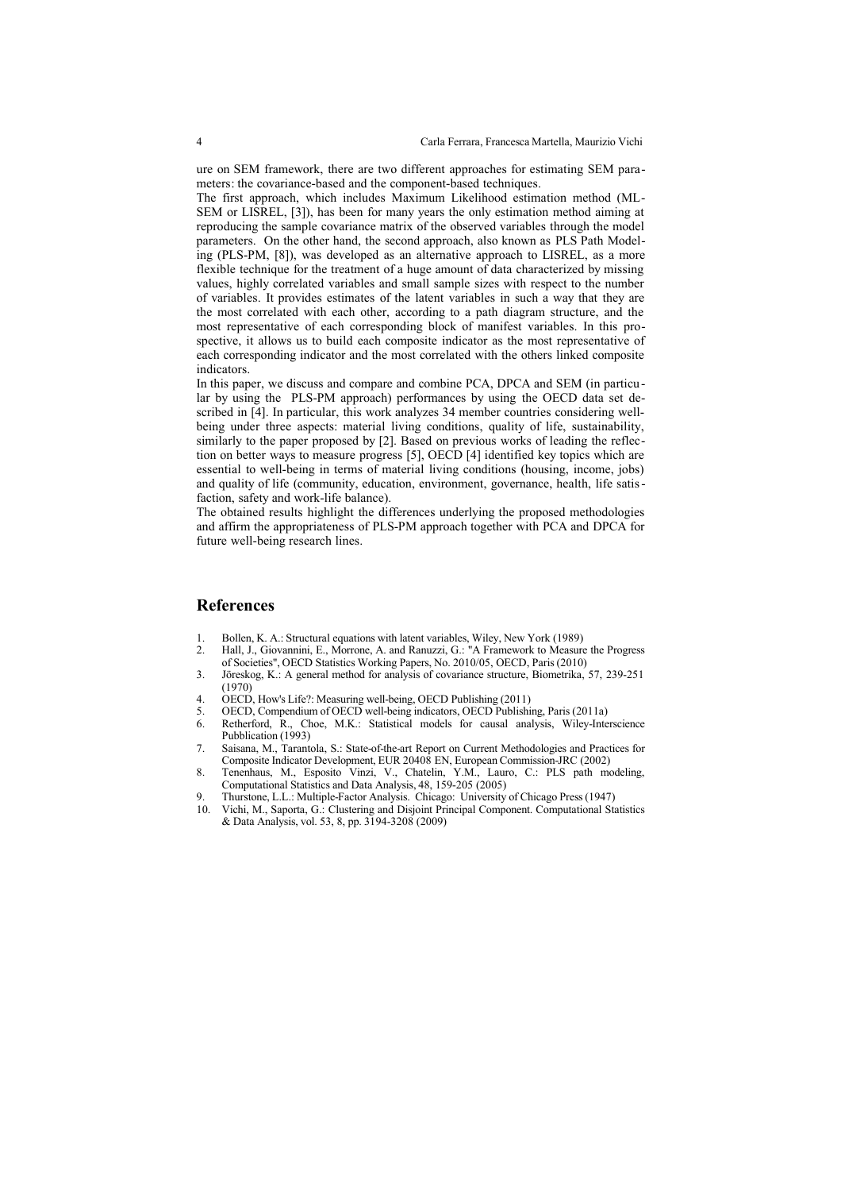ure on SEM framework, there are two different approaches for estimating SEM parameters: the covariance-based and the component-based techniques.

The first approach, which includes Maximum Likelihood estimation method (ML-SEM or LISREL, [3]), has been for many years the only estimation method aiming at reproducing the sample covariance matrix of the observed variables through the model parameters. On the other hand, the second approach, also known as PLS Path Modeling (PLS-PM, [8]), was developed as an alternative approach to LISREL, as a more flexible technique for the treatment of a huge amount of data characterized by missing values, highly correlated variables and small sample sizes with respect to the number of variables. It provides estimates of the latent variables in such a way that they are the most correlated with each other, according to a path diagram structure, and the most representative of each corresponding block of manifest variables. In this prospective, it allows us to build each composite indicator as the most representative of each corresponding indicator and the most correlated with the others linked composite indicators.

In this paper, we discuss and compare and combine PCA, DPCA and SEM (in particular by using the PLS-PM approach) performances by using the OECD data set described in [4]. In particular, this work analyzes 34 member countries considering well-being under three aspects: material living conditions, quality of life, sustainability, similarly to the paper proposed by [2]. Based on previous works of leading the reflection on better ways to measure progress [5], OECD [4] identified key topics which are essential to well-being in terms of material living conditions (housing, income, jobs) and quality of life (community, education, environment, governance, health, life satisfaction, safety and work-life balance).

The obtained results highlight the differences underlying the proposed methodologies and affirm the appropriateness of PLS-PM approach together with PCA and DPCA for future well-being research lines.

## References

1. Bollen, K. A.: Structural equations with latent variables, Wiley, New York (1989)
2. Hall, J., Giovannini, E., Morrone, A. and Ranuzzi, G.: "A Framework to Measure the Progress of Societies", OECD Statistics Working Papers, No. 2010/05, OECD, Paris (2010)
3. Jöreskog, K.: A general method for analysis of covariance structure, Biometrika, 57, 239-251 (1970)
4. OECD, How's Life?: Measuring well-being, OECD Publishing (2011)
5. OECD, Compendium of OECD well-being indicators, OECD Publishing, Paris (2011a)
6. Retherford, R., Choe, M.K.: Statistical models for causal analysis, Wiley-Interscience Pubblication (1993)
7. Saisana, M., Tarantola, S.: State-of-the-art Report on Current Methodologies and Practices for Composite Indicator Development, EUR 20408 EN, European Commission-JRC (2002)
8. Tenenhaus, M., Esposito Vinzi, V., Chatelin, Y.M., Lauro, C.: PLS path modeling, Computational Statistics and Data Analysis, 48, 159-205 (2005)
9. Thurstone, L.L.: Multiple-Factor Analysis. Chicago: University of Chicago Press (1947)
10. Vichi, M., Saporta, G.: Clustering and Disjoint Principal Component. Computational Statistics & Data Analysis, vol. 53, 8, pp. 3194-3208 (2009)